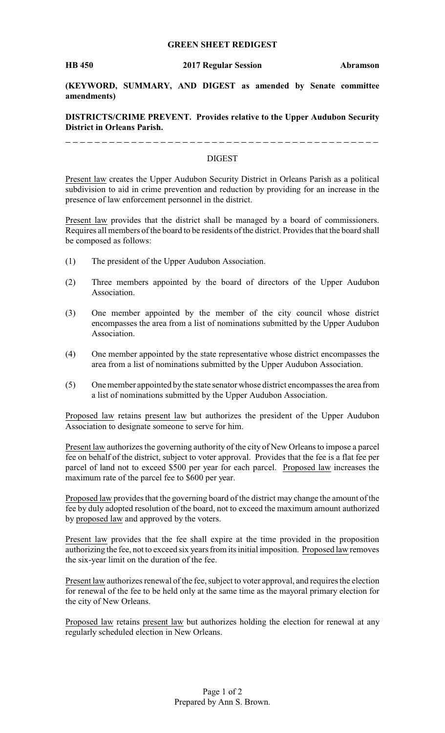**GREEN SHEET REDIGEST**

**HB 450** **2017 Regular Session** **Abramson**

**(KEYWORD, SUMMARY, AND DIGEST as amended by Senate committee amendments)**

**DISTRICTS/CRIME PREVENT. Provides relative to the Upper Audubon Security District in Orleans Parish.**

---

DIGEST

Present law creates the Upper Audubon Security District in Orleans Parish as a political subdivision to aid in crime prevention and reduction by providing for an increase in the presence of law enforcement personnel in the district.

Present law provides that the district shall be managed by a board of commissioners. Requires all members of the board to be residents of the district. Provides that the board shall be composed as follows:

(1) The president of the Upper Audubon Association.

(2) Three members appointed by the board of directors of the Upper Audubon Association.

(3) One member appointed by the member of the city council whose district encompasses the area from a list of nominations submitted by the Upper Audubon Association.

(4) One member appointed by the state representative whose district encompasses the area from a list of nominations submitted by the Upper Audubon Association.

(5) One member appointed by the state senator whose district encompasses the area from a list of nominations submitted by the Upper Audubon Association.

Proposed law retains present law but authorizes the president of the Upper Audubon Association to designate someone to serve for him.

Present law authorizes the governing authority of the city of New Orleans to impose a parcel fee on behalf of the district, subject to voter approval. Provides that the fee is a flat fee per parcel of land not to exceed $500 per year for each parcel. Proposed law increases the maximum rate of the parcel fee to $600 per year.

Proposed law provides that the governing board of the district may change the amount of the fee by duly adopted resolution of the board, not to exceed the maximum amount authorized by proposed law and approved by the voters.

Present law provides that the fee shall expire at the time provided in the proposition authorizing the fee, not to exceed six years from its initial imposition. Proposed law removes the six-year limit on the duration of the fee.

Present law authorizes renewal of the fee, subject to voter approval, and requires the election for renewal of the fee to be held only at the same time as the mayoral primary election for the city of New Orleans.

Proposed law retains present law but authorizes holding the election for renewal at any regularly scheduled election in New Orleans.

Prepared by Ann S. Brown.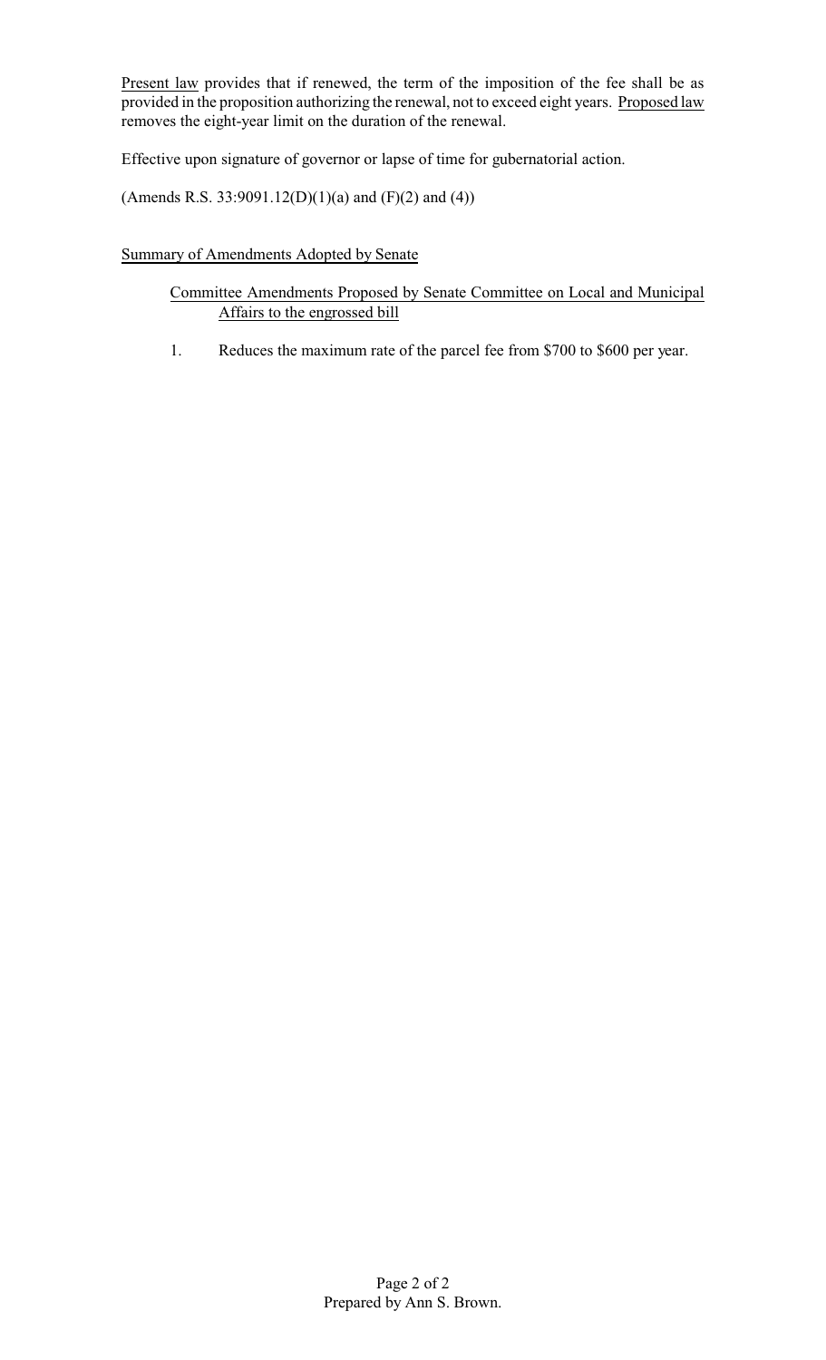Present law provides that if renewed, the term of the imposition of the fee shall be as provided in the proposition authorizing the renewal, not to exceed eight years. Proposed law removes the eight-year limit on the duration of the renewal.

Effective upon signature of governor or lapse of time for gubernatorial action.

(Amends R.S. 33:9091.12(D)(1)(a) and (F)(2) and (4))

Summary of Amendments Adopted by Senate

Committee Amendments Proposed by Senate Committee on Local and Municipal Affairs to the engrossed bill

1. Reduces the maximum rate of the parcel fee from $700 to $600 per year.

Prepared by Ann S. Brown.